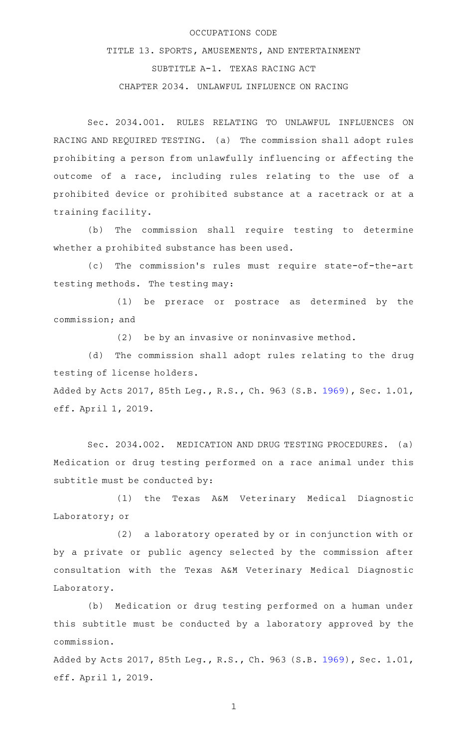OCCUPATIONS CODE

TITLE 13. SPORTS, AMUSEMENTS, AND ENTERTAINMENT

SUBTITLE A-1. TEXAS RACING ACT

CHAPTER 2034. UNLAWFUL INFLUENCE ON RACING

Sec. 2034.001. RULES RELATING TO UNLAWFUL INFLUENCES ON RACING AND REQUIRED TESTING. (a) The commission shall adopt rules prohibiting a person from unlawfully influencing or affecting the outcome of a race, including rules relating to the use of a prohibited device or prohibited substance at a racetrack or at a training facility.

(b) The commission shall require testing to determine whether a prohibited substance has been used.

(c) The commission's rules must require state-of-the-art testing methods. The testing may:

(1) be prerace or postrace as determined by the commission; and

(2) be by an invasive or noninvasive method.

(d) The commission shall adopt rules relating to the drug testing of license holders.

Added by Acts 2017, 85th Leg., R.S., Ch. 963 (S.B. 1969), Sec. 1.01, eff. April 1, 2019.

Sec. 2034.002. MEDICATION AND DRUG TESTING PROCEDURES. (a) Medication or drug testing performed on a race animal under this subtitle must be conducted by:

(1) the Texas A&M Veterinary Medical Diagnostic Laboratory; or

(2) a laboratory operated by or in conjunction with or by a private or public agency selected by the commission after consultation with the Texas A&M Veterinary Medical Diagnostic Laboratory.

(b) Medication or drug testing performed on a human under this subtitle must be conducted by a laboratory approved by the commission.

Added by Acts 2017, 85th Leg., R.S., Ch. 963 (S.B. 1969), Sec. 1.01, eff. April 1, 2019.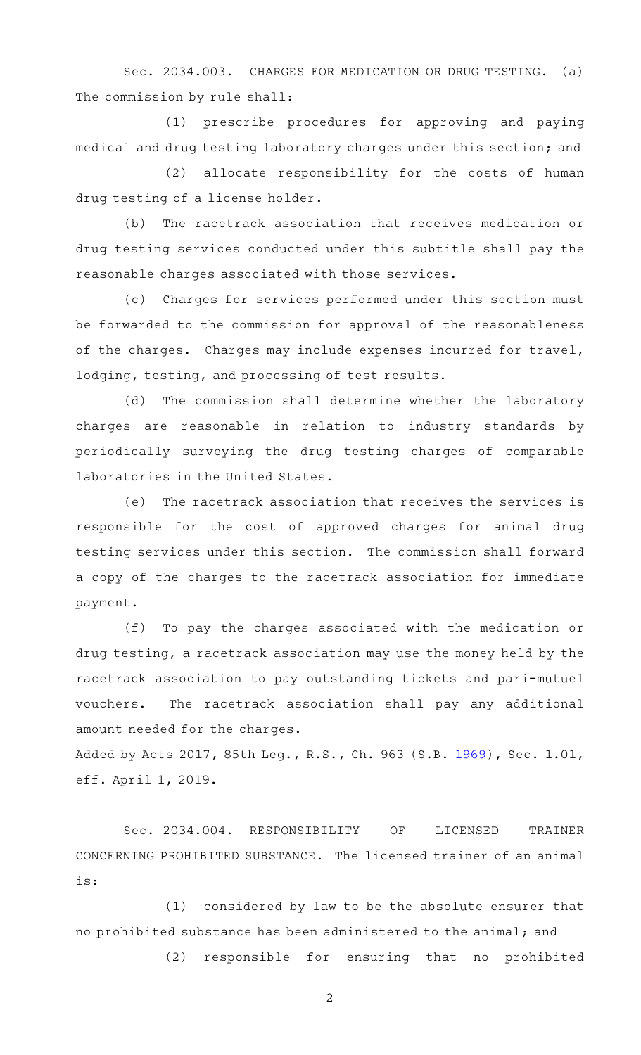Sec. 2034.003. CHARGES FOR MEDICATION OR DRUG TESTING. (a) The commission by rule shall:

(1) prescribe procedures for approving and paying medical and drug testing laboratory charges under this section; and

(2) allocate responsibility for the costs of human drug testing of a license holder.

(b) The racetrack association that receives medication or drug testing services conducted under this subtitle shall pay the reasonable charges associated with those services.

(c) Charges for services performed under this section must be forwarded to the commission for approval of the reasonableness of the charges. Charges may include expenses incurred for travel, lodging, testing, and processing of test results.

(d) The commission shall determine whether the laboratory charges are reasonable in relation to industry standards by periodically surveying the drug testing charges of comparable laboratories in the United States.

(e) The racetrack association that receives the services is responsible for the cost of approved charges for animal drug testing services under this section. The commission shall forward a copy of the charges to the racetrack association for immediate payment.

(f) To pay the charges associated with the medication or drug testing, a racetrack association may use the money held by the racetrack association to pay outstanding tickets and pari-mutuel vouchers. The racetrack association shall pay any additional amount needed for the charges.

Added by Acts 2017, 85th Leg., R.S., Ch. 963 (S.B. 1969), Sec. 1.01, eff. April 1, 2019.

Sec. 2034.004. RESPONSIBILITY OF LICENSED TRAINER CONCERNING PROHIBITED SUBSTANCE. The licensed trainer of an animal is:

(1) considered by law to be the absolute ensurer that no prohibited substance has been administered to the animal; and

(2) responsible for ensuring that no prohibited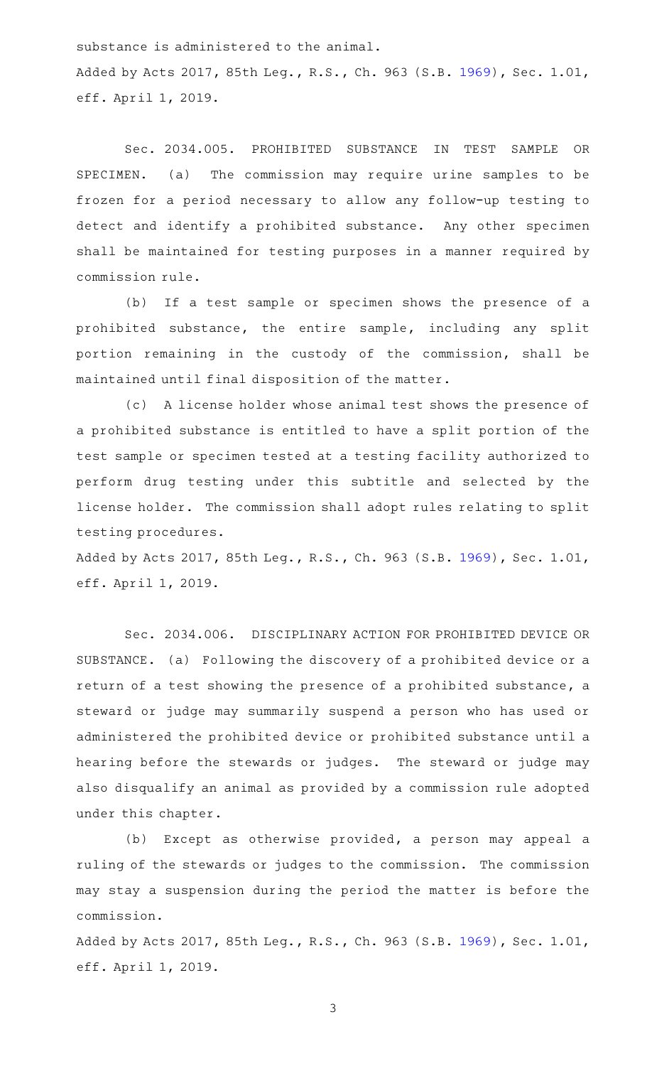substance is administered to the animal.

Added by Acts 2017, 85th Leg., R.S., Ch. 963 (S.B. 1969), Sec. 1.01, eff. April 1, 2019.

Sec. 2034.005. PROHIBITED SUBSTANCE IN TEST SAMPLE OR SPECIMEN. (a) The commission may require urine samples to be frozen for a period necessary to allow any follow-up testing to detect and identify a prohibited substance. Any other specimen shall be maintained for testing purposes in a manner required by commission rule.

(b) If a test sample or specimen shows the presence of a prohibited substance, the entire sample, including any split portion remaining in the custody of the commission, shall be maintained until final disposition of the matter.

(c) A license holder whose animal test shows the presence of a prohibited substance is entitled to have a split portion of the test sample or specimen tested at a testing facility authorized to perform drug testing under this subtitle and selected by the license holder. The commission shall adopt rules relating to split testing procedures.

Added by Acts 2017, 85th Leg., R.S., Ch. 963 (S.B. 1969), Sec. 1.01, eff. April 1, 2019.

Sec. 2034.006. DISCIPLINARY ACTION FOR PROHIBITED DEVICE OR SUBSTANCE. (a) Following the discovery of a prohibited device or a return of a test showing the presence of a prohibited substance, a steward or judge may summarily suspend a person who has used or administered the prohibited device or prohibited substance until a hearing before the stewards or judges. The steward or judge may also disqualify an animal as provided by a commission rule adopted under this chapter.

(b) Except as otherwise provided, a person may appeal a ruling of the stewards or judges to the commission. The commission may stay a suspension during the period the matter is before the commission.

Added by Acts 2017, 85th Leg., R.S., Ch. 963 (S.B. 1969), Sec. 1.01, eff. April 1, 2019.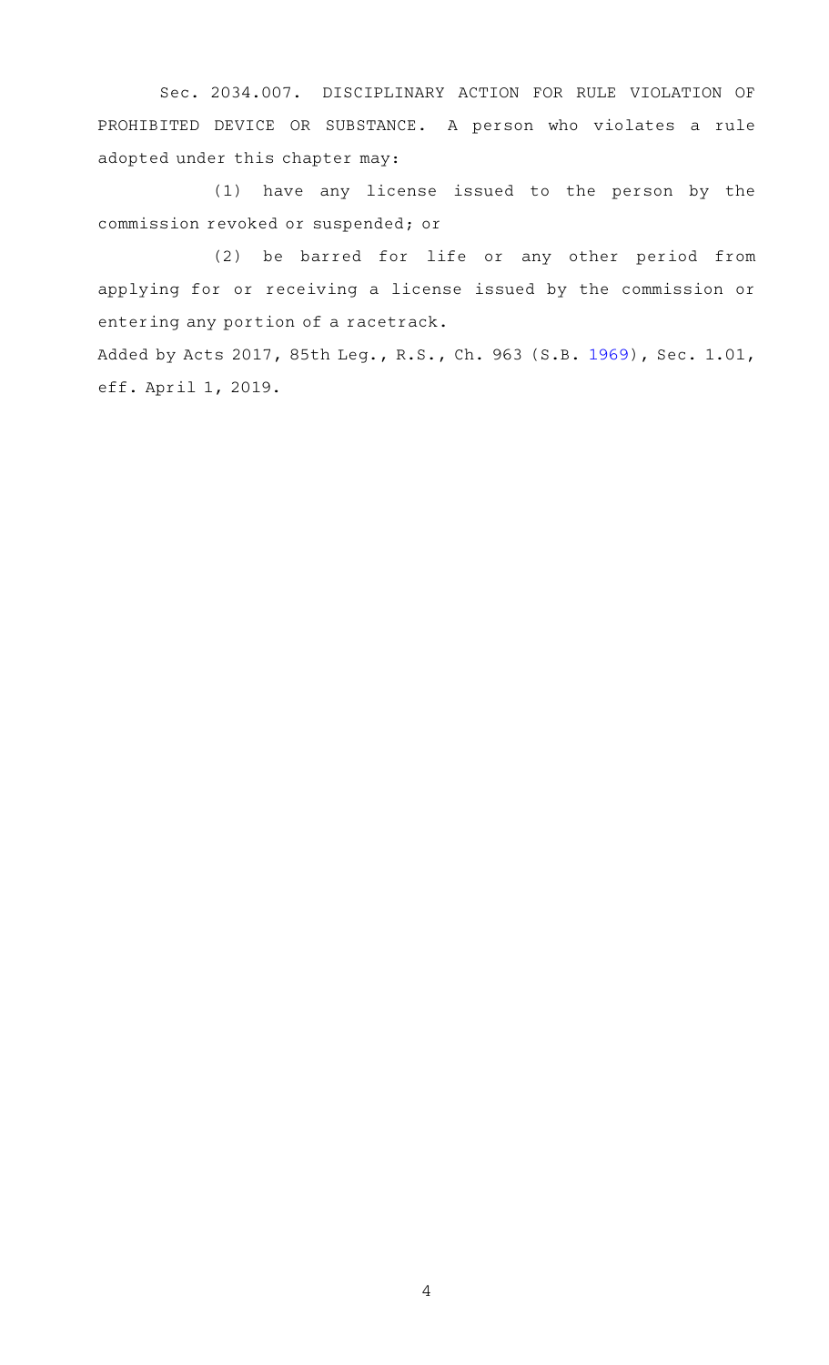Sec. 2034.007. DISCIPLINARY ACTION FOR RULE VIOLATION OF PROHIBITED DEVICE OR SUBSTANCE. A person who violates a rule adopted under this chapter may:

(1) have any license issued to the person by the commission revoked or suspended; or

(2) be barred for life or any other period from applying for or receiving a license issued by the commission or entering any portion of a racetrack.

Added by Acts 2017, 85th Leg., R.S., Ch. 963 (S.B. 1969), Sec. 1.01, eff. April 1, 2019.